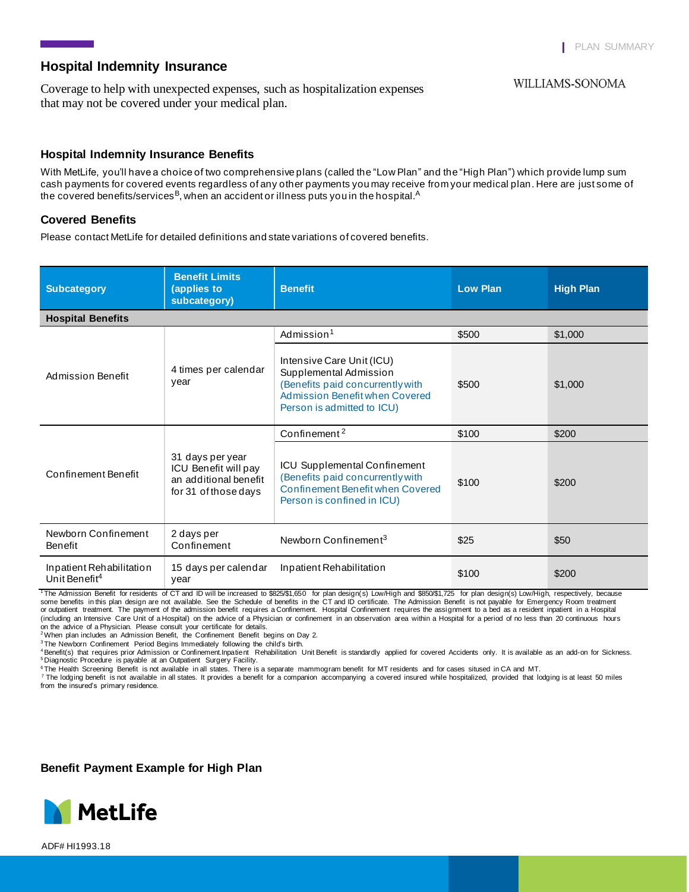PLAN SUMMARY

## Hospital Indemnity Insurance

Coverage to help with unexpected expenses, such as hospitalization expenses that may not be covered under your medical plan.

WILLIAMS-SONOMA

### Hospital Indemnity Insurance Benefits

With MetLife, you'll have a choice of two comprehensive plans (called the "Low Plan" and the "High Plan") which provide lump sum cash payments for covered events regardless of any other payments you may receive from your medical plan. Here are just some of the covered benefits/services[B], when an accident or illness puts you in the hospital.[A]

### Covered Benefits

Please contact MetLife for detailed definitions and state variations of covered benefits.

| Subcategory | Benefit Limits (applies to subcategory) | Benefit | Low Plan | High Plan |
|---|---|---|---|---|
| **Hospital Benefits** | | | | |
| Admission Benefit | 4 times per calendar year | Admission[1] | $500 | $1,000 |
| | | Intensive Care Unit (ICU) Supplemental Admission (Benefits paid concurrently with Admission Benefit when Covered Person is admitted to ICU) | $500 | $1,000 |
| Confinement Benefit | 31 days per year ICU Benefit will pay an additional benefit for 31 of those days | Confinement[2] | $100 | $200 |
| | | ICU Supplemental Confinement (Benefits paid concurrently with Confinement Benefit when Covered Person is confined in ICU) | $100 | $200 |
| Newborn Confinement Benefit | 2 days per Confinement | Newborn Confinement[3] | $25 | $50 |
| Inpatient Rehabilitation Unit Benefit[4] | 15 days per calendar year | Inpatient Rehabilitation | $100 | $200 |

[1] The Admission Benefit for residents of CT and ID will be increased to $825/$1,650 for plan design(s) Low/High and $850/$1,725 for plan design(s) Low/High, respectively, because some benefits in this plan design are not available. See the Schedule of benefits in the CT and ID certificate. The Admission Benefit is not payable for Emergency Room treatment or outpatient treatment. The payment of the admission benefit requires a Confinement. Hospital Confinement requires the assignment to a bed as a resident inpatient in a Hospital (including an Intensive Care Unit of a Hospital) on the advice of a Physician or confinement in an observation area within a Hospital for a period of no less than 20 continuous hours on the advice of a Physician. Please consult your certificate for details.

[2] When plan includes an Admission Benefit, the Confinement Benefit begins on Day 2.

[3] The Newborn Confinement Period Begins Immediately following the child's birth.

[4] Benefit(s) that requires prior Admission or Confinement.Inpatient Rehabilitation Unit Benefit is standardly applied for covered Accidents only. It is available as an add-on for Sickness.

[5] Diagnostic Procedure is payable at an Outpatient Surgery Facility.

[6] The Health Screening Benefit is not available in all states. There is a separate mammogram benefit for MT residents and for cases sitused in CA and MT.

[7] The lodging benefit is not available in all states. It provides a benefit for a companion accompanying a covered insured while hospitalized, provided that lodging is at least 50 miles from the insured's primary residence.

### Benefit Payment Example for High Plan

MetLife

ADF# HI1993.18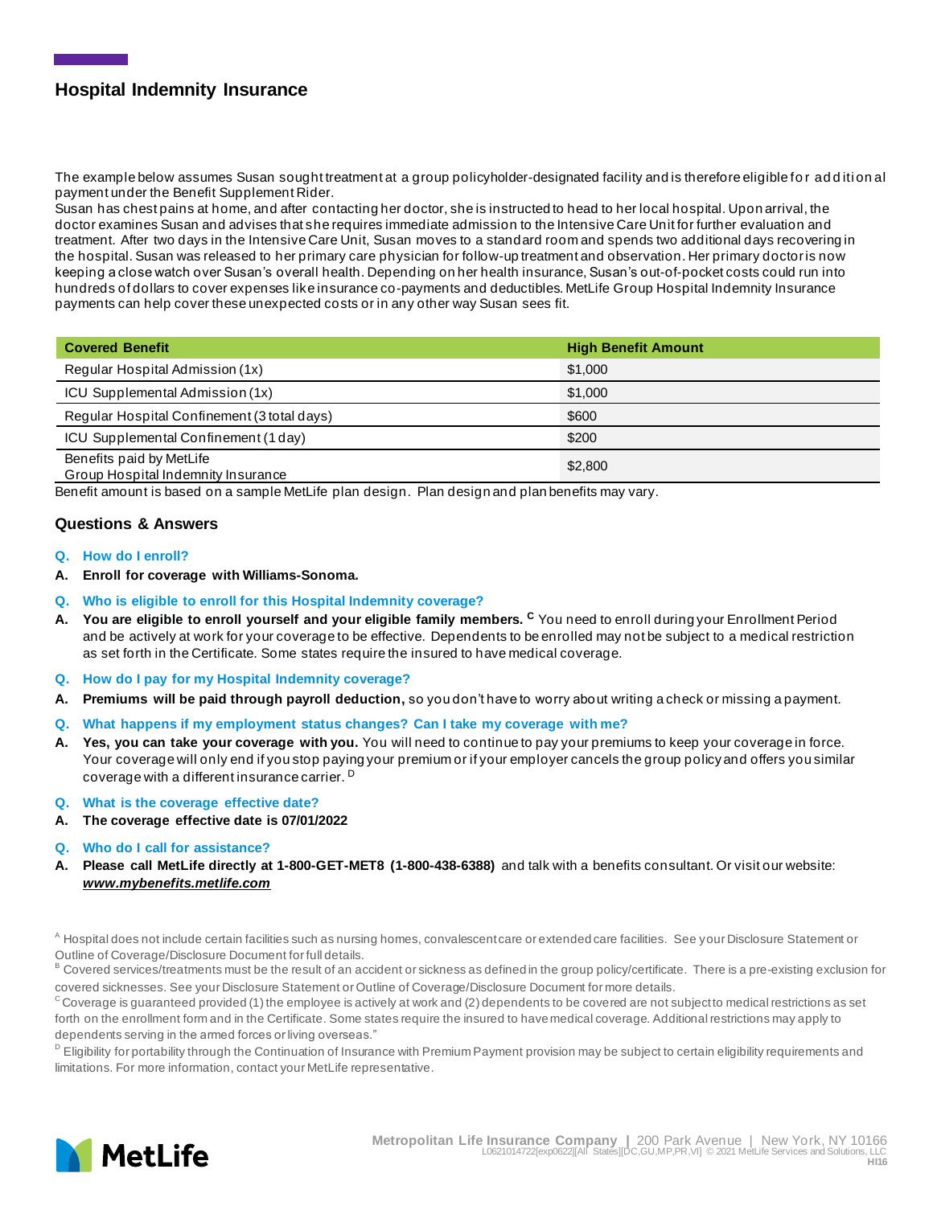## Hospital Indemnity Insurance

The example below assumes Susan sought treatment at a group policyholder-designated facility and is therefore eligible for additional payment under the Benefit Supplement Rider.

Susan has chest pains at home, and after contacting her doctor, she is instructed to head to her local hospital. Upon arrival, the doctor examines Susan and advises that she requires immediate admission to the Intensive Care Unit for further evaluation and treatment. After two days in the Intensive Care Unit, Susan moves to a standard room and spends two additional days recovering in the hospital. Susan was released to her primary care physician for follow-up treatment and observation. Her primary doctor is now keeping a close watch over Susan's overall health. Depending on her health insurance, Susan's out-of-pocket costs could run into hundreds of dollars to cover expenses like insurance co-payments and deductibles. MetLife Group Hospital Indemnity Insurance payments can help cover these unexpected costs or in any other way Susan sees fit.

| Covered Benefit | High Benefit Amount |
|---|---|
| Regular Hospital Admission (1x) | $1,000 |
| ICU Supplemental Admission (1x) | $1,000 |
| Regular Hospital Confinement (3 total days) | $600 |
| ICU Supplemental Confinement (1 day) | $200 |
| Benefits paid by MetLife Group Hospital Indemnity Insurance | $2,800 |

Benefit amount is based on a sample MetLife plan design. Plan design and plan benefits may vary.

### Questions & Answers

**Q. How do I enroll?**

**A. Enroll for coverage with Williams-Sonoma.**

**Q. Who is eligible to enroll for this Hospital Indemnity coverage?**

**A. You are eligible to enroll yourself and your eligible family members.** [C] You need to enroll during your Enrollment Period and be actively at work for your coverage to be effective. Dependents to be enrolled may not be subject to a medical restriction as set forth in the Certificate. Some states require the insured to have medical coverage.

**Q. How do I pay for my Hospital Indemnity coverage?**

**A. Premiums will be paid through payroll deduction,** so you don't have to worry about writing a check or missing a payment.

**Q. What happens if my employment status changes? Can I take my coverage with me?**

**A. Yes, you can take your coverage with you.** You will need to continue to pay your premiums to keep your coverage in force. Your coverage will only end if you stop paying your premium or if your employer cancels the group policy and offers you similar coverage with a different insurance carrier. [D]

**Q. What is the coverage effective date?**

**A. The coverage effective date is 07/01/2022**

**Q. Who do I call for assistance?**

**A. Please call MetLife directly at 1-800-GET-MET8 (1-800-438-6388)** and talk with a benefits consultant. Or visit our website: ***www.mybenefits.metlife.com***

[A] Hospital does not include certain facilities such as nursing homes, convalescent care or extended care facilities. See your Disclosure Statement or Outline of Coverage/Disclosure Document for full details.

[B] Covered services/treatments must be the result of an accident or sickness as defined in the group policy/certificate. There is a pre-existing exclusion for covered sicknesses. See your Disclosure Statement or Outline of Coverage/Disclosure Document for more details.

[C] Coverage is guaranteed provided (1) the employee is actively at work and (2) dependents to be covered are not subject to medical restrictions as set forth on the enrollment form and in the Certificate. Some states require the insured to have medical coverage. Additional restrictions may apply to dependents serving in the armed forces or living overseas."

[D] Eligibility for portability through the Continuation of Insurance with Premium Payment provision may be subject to certain eligibility requirements and limitations. For more information, contact your MetLife representative.

MetLife

Metropolitan Life Insurance Company | 200 Park Avenue | New York, NY 10166
L0621014722[exp0622][All States][DC,GU,MP,PR,VI] © 2021 MetLife Services and Solutions, LLC
HI16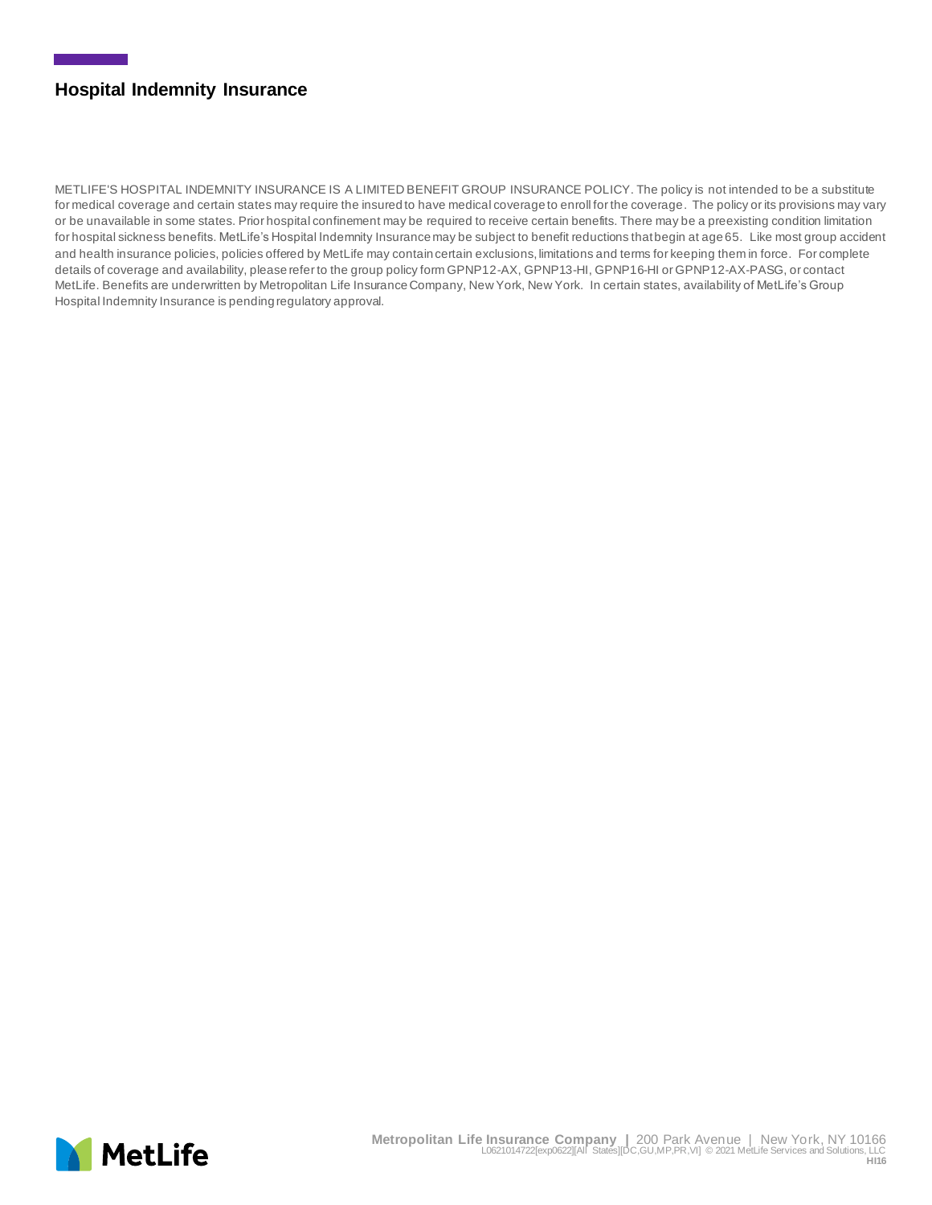## Hospital Indemnity Insurance

METLIFE'S HOSPITAL INDEMNITY INSURANCE IS A LIMITED BENEFIT GROUP INSURANCE POLICY. The policy is not intended to be a substitute for medical coverage and certain states may require the insured to have medical coverage to enroll for the coverage. The policy or its provisions may vary or be unavailable in some states. Prior hospital confinement may be required to receive certain benefits. There may be a preexisting condition limitation for hospital sickness benefits. MetLife's Hospital Indemnity Insurance may be subject to benefit reductions that begin at age 65. Like most group accident and health insurance policies, policies offered by MetLife may contain certain exclusions, limitations and terms for keeping them in force. For complete details of coverage and availability, please refer to the group policy form GPNP12-AX, GPNP13-HI, GPNP16-HI or GPNP12-AX-PASG, or contact MetLife. Benefits are underwritten by Metropolitan Life Insurance Company, New York, New York. In certain states, availability of MetLife's Group Hospital Indemnity Insurance is pending regulatory approval.

MetLife

**Metropolitan Life Insurance Company** | 200 Park Avenue | New York, NY 10166
L0621014722[exp0622][All States][DC,GU,MP,PR,VI] © 2021 MetLife Services and Solutions, LLC
**HI16**